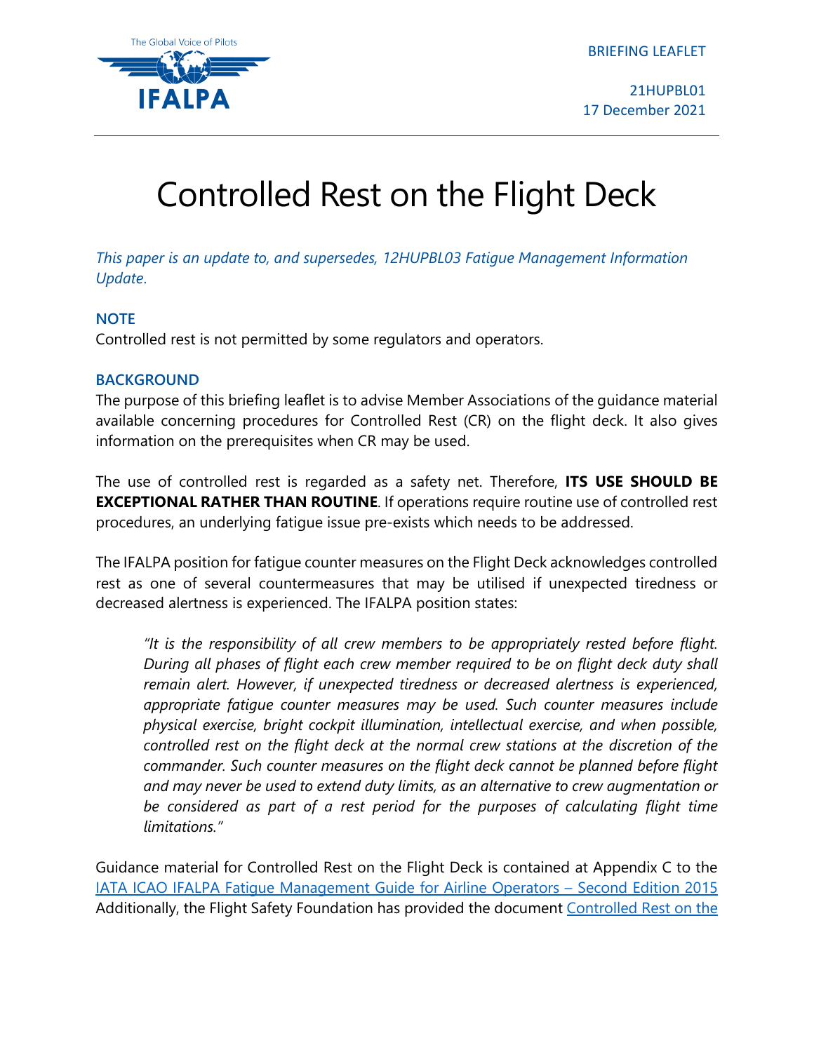The Global Voice of Pilots

IFALPA

BRIEFING LEAFLET

21HUPBL01
17 December 2021

# Controlled Rest on the Flight Deck

*This paper is an update to, and supersedes, 12HUPBL03 Fatigue Management Information Update.*

## NOTE

Controlled rest is not permitted by some regulators and operators.

## BACKGROUND

The purpose of this briefing leaflet is to advise Member Associations of the guidance material available concerning procedures for Controlled Rest (CR) on the flight deck. It also gives information on the prerequisites when CR may be used.

The use of controlled rest is regarded as a safety net. Therefore, **ITS USE SHOULD BE EXCEPTIONAL RATHER THAN ROUTINE**. If operations require routine use of controlled rest procedures, an underlying fatigue issue pre-exists which needs to be addressed.

The IFALPA position for fatigue counter measures on the Flight Deck acknowledges controlled rest as one of several countermeasures that may be utilised if unexpected tiredness or decreased alertness is experienced. The IFALPA position states:

> *"It is the responsibility of all crew members to be appropriately rested before flight. During all phases of flight each crew member required to be on flight deck duty shall remain alert. However, if unexpected tiredness or decreased alertness is experienced, appropriate fatigue counter measures may be used. Such counter measures include physical exercise, bright cockpit illumination, intellectual exercise, and when possible, controlled rest on the flight deck at the normal crew stations at the discretion of the commander. Such counter measures on the flight deck cannot be planned before flight and may never be used to extend duty limits, as an alternative to crew augmentation or be considered as part of a rest period for the purposes of calculating flight time limitations."*

Guidance material for Controlled Rest on the Flight Deck is contained at Appendix C to the [IATA ICAO IFALPA Fatigue Management Guide for Airline Operators – Second Edition 2015](#) Additionally, the Flight Safety Foundation has provided the document [Controlled Rest on the](#)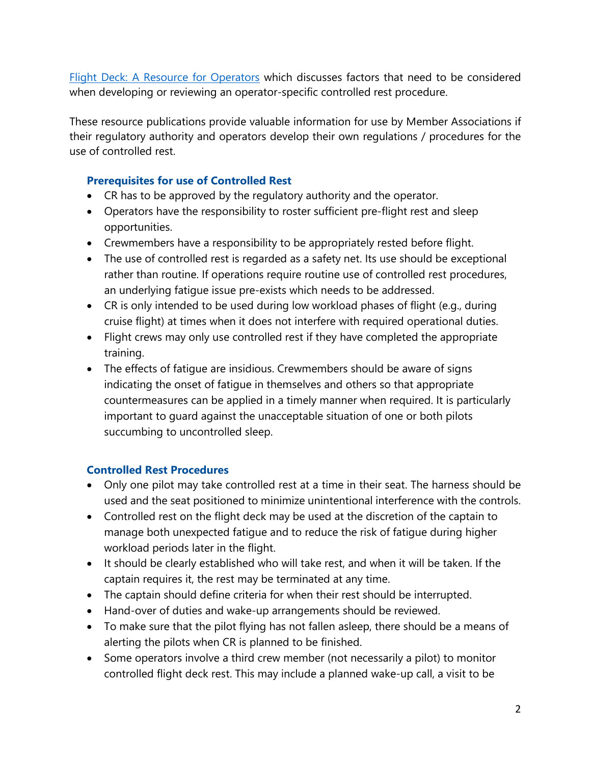Flight Deck: A Resource for Operators which discusses factors that need to be considered when developing or reviewing an operator-specific controlled rest procedure.

These resource publications provide valuable information for use by Member Associations if their regulatory authority and operators develop their own regulations / procedures for the use of controlled rest.

### Prerequisites for use of Controlled Rest

- CR has to be approved by the regulatory authority and the operator.
- Operators have the responsibility to roster sufficient pre-flight rest and sleep opportunities.
- Crewmembers have a responsibility to be appropriately rested before flight.
- The use of controlled rest is regarded as a safety net. Its use should be exceptional rather than routine. If operations require routine use of controlled rest procedures, an underlying fatigue issue pre-exists which needs to be addressed.
- CR is only intended to be used during low workload phases of flight (e.g., during cruise flight) at times when it does not interfere with required operational duties.
- Flight crews may only use controlled rest if they have completed the appropriate training.
- The effects of fatigue are insidious. Crewmembers should be aware of signs indicating the onset of fatigue in themselves and others so that appropriate countermeasures can be applied in a timely manner when required. It is particularly important to guard against the unacceptable situation of one or both pilots succumbing to uncontrolled sleep.

### Controlled Rest Procedures

- Only one pilot may take controlled rest at a time in their seat. The harness should be used and the seat positioned to minimize unintentional interference with the controls.
- Controlled rest on the flight deck may be used at the discretion of the captain to manage both unexpected fatigue and to reduce the risk of fatigue during higher workload periods later in the flight.
- It should be clearly established who will take rest, and when it will be taken. If the captain requires it, the rest may be terminated at any time.
- The captain should define criteria for when their rest should be interrupted.
- Hand-over of duties and wake-up arrangements should be reviewed.
- To make sure that the pilot flying has not fallen asleep, there should be a means of alerting the pilots when CR is planned to be finished.
- Some operators involve a third crew member (not necessarily a pilot) to monitor controlled flight deck rest. This may include a planned wake-up call, a visit to be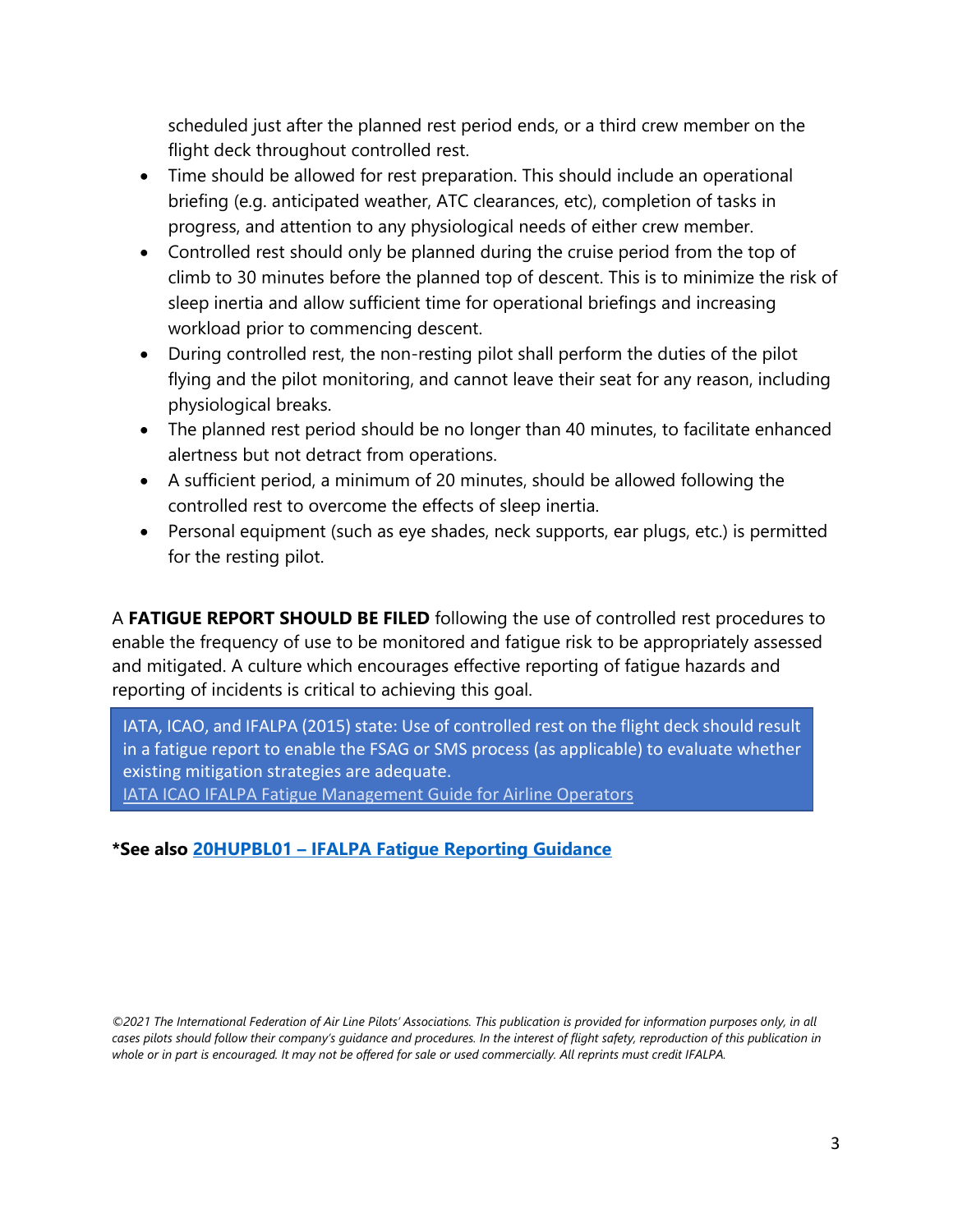scheduled just after the planned rest period ends, or a third crew member on the flight deck throughout controlled rest.

- Time should be allowed for rest preparation. This should include an operational briefing (e.g. anticipated weather, ATC clearances, etc), completion of tasks in progress, and attention to any physiological needs of either crew member.
- Controlled rest should only be planned during the cruise period from the top of climb to 30 minutes before the planned top of descent. This is to minimize the risk of sleep inertia and allow sufficient time for operational briefings and increasing workload prior to commencing descent.
- During controlled rest, the non-resting pilot shall perform the duties of the pilot flying and the pilot monitoring, and cannot leave their seat for any reason, including physiological breaks.
- The planned rest period should be no longer than 40 minutes, to facilitate enhanced alertness but not detract from operations.
- A sufficient period, a minimum of 20 minutes, should be allowed following the controlled rest to overcome the effects of sleep inertia.
- Personal equipment (such as eye shades, neck supports, ear plugs, etc.) is permitted for the resting pilot.

A **FATIGUE REPORT SHOULD BE FILED** following the use of controlled rest procedures to enable the frequency of use to be monitored and fatigue risk to be appropriately assessed and mitigated. A culture which encourages effective reporting of fatigue hazards and reporting of incidents is critical to achieving this goal.

> IATA, ICAO, and IFALPA (2015) state: Use of controlled rest on the flight deck should result in a fatigue report to enable the FSAG or SMS process (as applicable) to evaluate whether existing mitigation strategies are adequate.
> IATA ICAO IFALPA Fatigue Management Guide for Airline Operators

**\*See also 20HUPBL01 – IFALPA Fatigue Reporting Guidance**

*©2021 The International Federation of Air Line Pilots' Associations. This publication is provided for information purposes only, in all cases pilots should follow their company's guidance and procedures. In the interest of flight safety, reproduction of this publication in whole or in part is encouraged. It may not be offered for sale or used commercially. All reprints must credit IFALPA.*